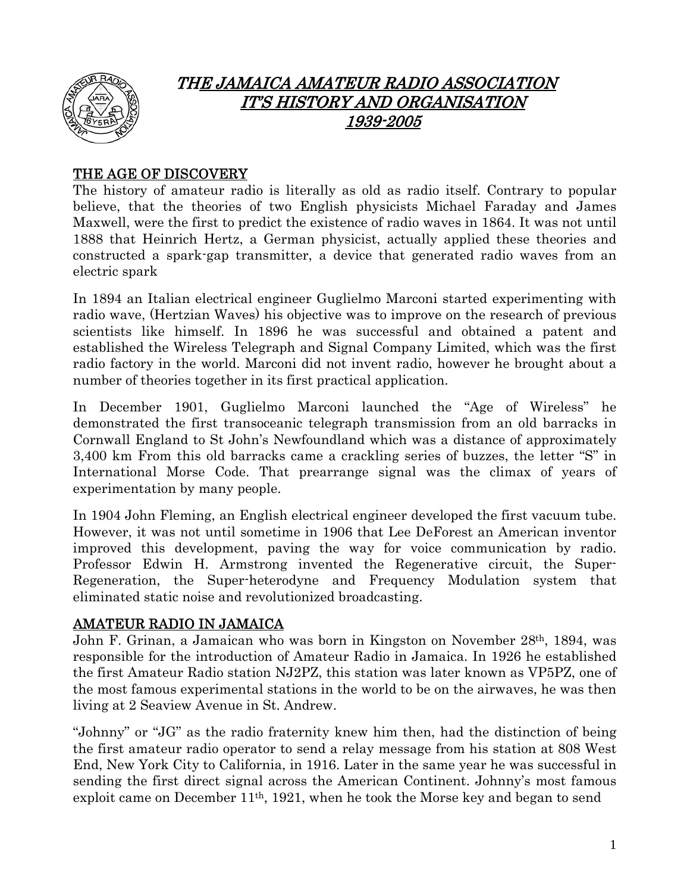# THE JAMAICA AMATEUR RADIO ASSOCIATION
# IT'S HISTORY AND ORGANISATION
# 1939-2005

## THE AGE OF DISCOVERY

The history of amateur radio is literally as old as radio itself. Contrary to popular believe, that the theories of two English physicists Michael Faraday and James Maxwell, were the first to predict the existence of radio waves in 1864. It was not until 1888 that Heinrich Hertz, a German physicist, actually applied these theories and constructed a spark-gap transmitter, a device that generated radio waves from an electric spark

In 1894 an Italian electrical engineer Guglielmo Marconi started experimenting with radio wave, (Hertzian Waves) his objective was to improve on the research of previous scientists like himself. In 1896 he was successful and obtained a patent and established the Wireless Telegraph and Signal Company Limited, which was the first radio factory in the world. Marconi did not invent radio, however he brought about a number of theories together in its first practical application.

In December 1901, Guglielmo Marconi launched the "Age of Wireless" he demonstrated the first transoceanic telegraph transmission from an old barracks in Cornwall England to St John's Newfoundland which was a distance of approximately 3,400 km From this old barracks came a crackling series of buzzes, the letter "S" in International Morse Code. That prearrange signal was the climax of years of experimentation by many people.

In 1904 John Fleming, an English electrical engineer developed the first vacuum tube. However, it was not until sometime in 1906 that Lee DeForest an American inventor improved this development, paving the way for voice communication by radio. Professor Edwin H. Armstrong invented the Regenerative circuit, the Super-Regeneration, the Super-heterodyne and Frequency Modulation system that eliminated static noise and revolutionized broadcasting.

## AMATEUR RADIO IN JAMAICA

John F. Grinan, a Jamaican who was born in Kingston on November 28th, 1894, was responsible for the introduction of Amateur Radio in Jamaica. In 1926 he established the first Amateur Radio station NJ2PZ, this station was later known as VP5PZ, one of the most famous experimental stations in the world to be on the airwaves, he was then living at 2 Seaview Avenue in St. Andrew.

"Johnny" or "JG" as the radio fraternity knew him then, had the distinction of being the first amateur radio operator to send a relay message from his station at 808 West End, New York City to California, in 1916. Later in the same year he was successful in sending the first direct signal across the American Continent. Johnny's most famous exploit came on December 11th, 1921, when he took the Morse key and began to send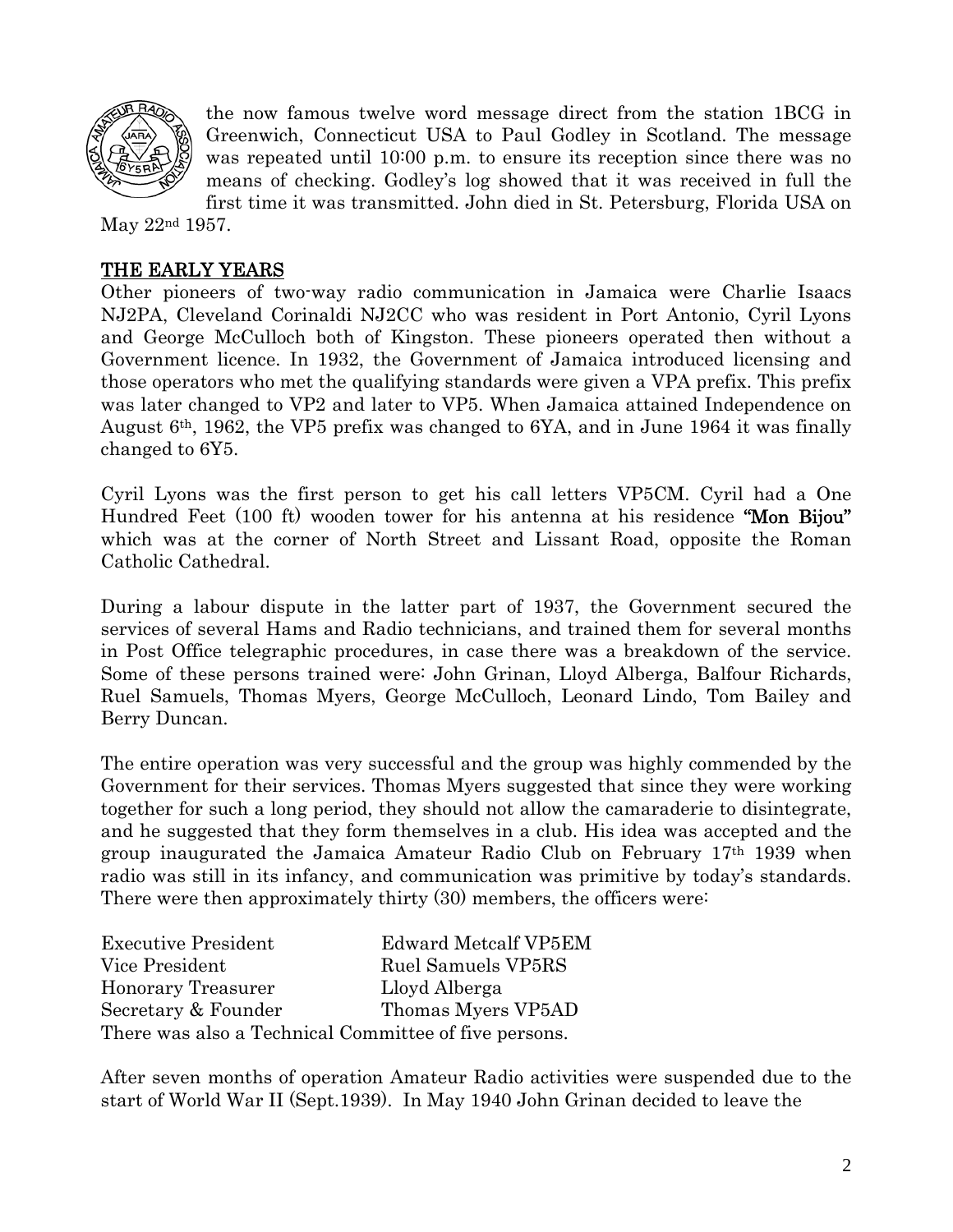the now famous twelve word message direct from the station 1BCG in Greenwich, Connecticut USA to Paul Godley in Scotland. The message was repeated until 10:00 p.m. to ensure its reception since there was no means of checking. Godley's log showed that it was received in full the first time it was transmitted. John died in St. Petersburg, Florida USA on May 22nd 1957.

## THE EARLY YEARS

Other pioneers of two-way radio communication in Jamaica were Charlie Isaacs NJ2PA, Cleveland Corinaldi NJ2CC who was resident in Port Antonio, Cyril Lyons and George McCulloch both of Kingston. These pioneers operated then without a Government licence. In 1932, the Government of Jamaica introduced licensing and those operators who met the qualifying standards were given a VPA prefix. This prefix was later changed to VP2 and later to VP5. When Jamaica attained Independence on August 6th, 1962, the VP5 prefix was changed to 6YA, and in June 1964 it was finally changed to 6Y5.

Cyril Lyons was the first person to get his call letters VP5CM. Cyril had a One Hundred Feet (100 ft) wooden tower for his antenna at his residence **"Mon Bijou"** which was at the corner of North Street and Lissant Road, opposite the Roman Catholic Cathedral.

During a labour dispute in the latter part of 1937, the Government secured the services of several Hams and Radio technicians, and trained them for several months in Post Office telegraphic procedures, in case there was a breakdown of the service. Some of these persons trained were: John Grinan, Lloyd Alberga, Balfour Richards, Ruel Samuels, Thomas Myers, George McCulloch, Leonard Lindo, Tom Bailey and Berry Duncan.

The entire operation was very successful and the group was highly commended by the Government for their services. Thomas Myers suggested that since they were working together for such a long period, they should not allow the camaraderie to disintegrate, and he suggested that they form themselves in a club. His idea was accepted and the group inaugurated the Jamaica Amateur Radio Club on February 17th 1939 when radio was still in its infancy, and communication was primitive by today's standards. There were then approximately thirty (30) members, the officers were:

| | |
|---|---|
| Executive President | Edward Metcalf VP5EM |
| Vice President | Ruel Samuels VP5RS |
| Honorary Treasurer | Lloyd Alberga |
| Secretary & Founder | Thomas Myers VP5AD |

There was also a Technical Committee of five persons.

After seven months of operation Amateur Radio activities were suspended due to the start of World War II (Sept.1939). In May 1940 John Grinan decided to leave the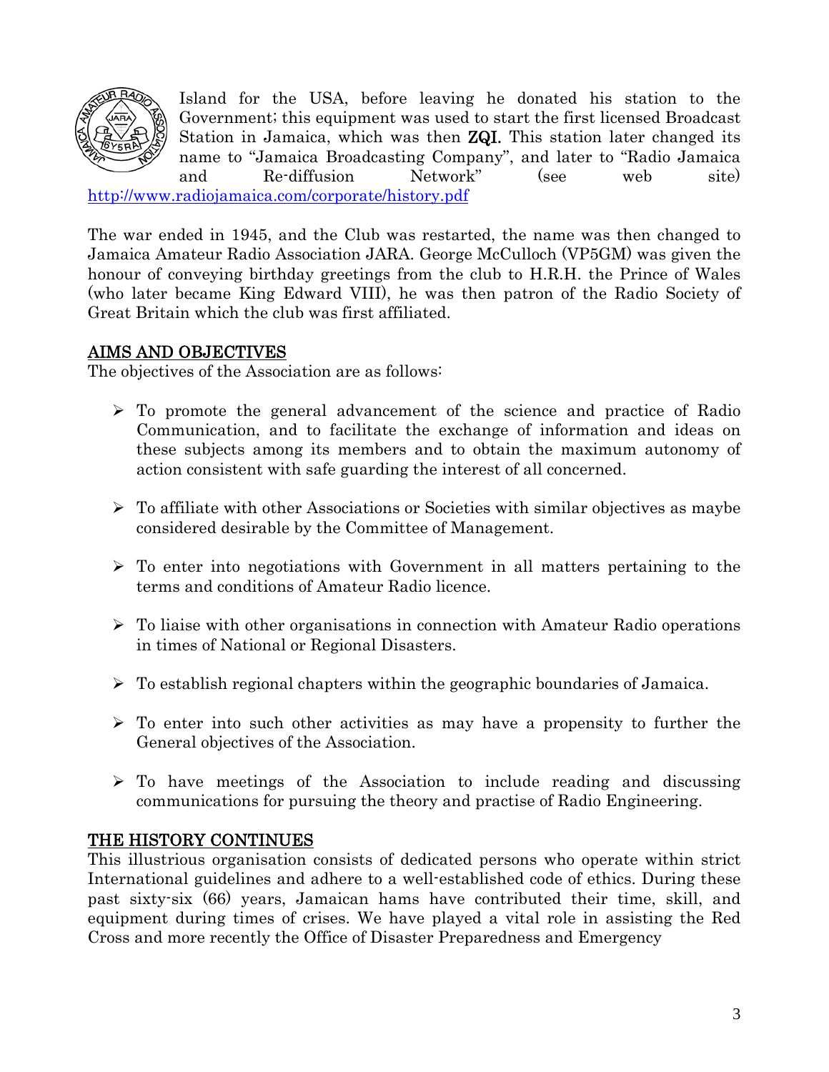Island for the USA, before leaving he donated his station to the Government; this equipment was used to start the first licensed Broadcast Station in Jamaica, which was then **ZQI**. This station later changed its name to "Jamaica Broadcasting Company", and later to "Radio Jamaica and Re-diffusion Network" (see web site) http://www.radiojamaica.com/corporate/history.pdf

The war ended in 1945, and the Club was restarted, the name was then changed to Jamaica Amateur Radio Association JARA. George McCulloch (VP5GM) was given the honour of conveying birthday greetings from the club to H.R.H. the Prince of Wales (who later became King Edward VIII), he was then patron of the Radio Society of Great Britain which the club was first affiliated.

## AIMS AND OBJECTIVES

The objectives of the Association are as follows:

- To promote the general advancement of the science and practice of Radio Communication, and to facilitate the exchange of information and ideas on these subjects among its members and to obtain the maximum autonomy of action consistent with safe guarding the interest of all concerned.
- To affiliate with other Associations or Societies with similar objectives as maybe considered desirable by the Committee of Management.
- To enter into negotiations with Government in all matters pertaining to the terms and conditions of Amateur Radio licence.
- To liaise with other organisations in connection with Amateur Radio operations in times of National or Regional Disasters.
- To establish regional chapters within the geographic boundaries of Jamaica.
- To enter into such other activities as may have a propensity to further the General objectives of the Association.
- To have meetings of the Association to include reading and discussing communications for pursuing the theory and practise of Radio Engineering.

## THE HISTORY CONTINUES

This illustrious organisation consists of dedicated persons who operate within strict International guidelines and adhere to a well-established code of ethics. During these past sixty-six (66) years, Jamaican hams have contributed their time, skill, and equipment during times of crises. We have played a vital role in assisting the Red Cross and more recently the Office of Disaster Preparedness and Emergency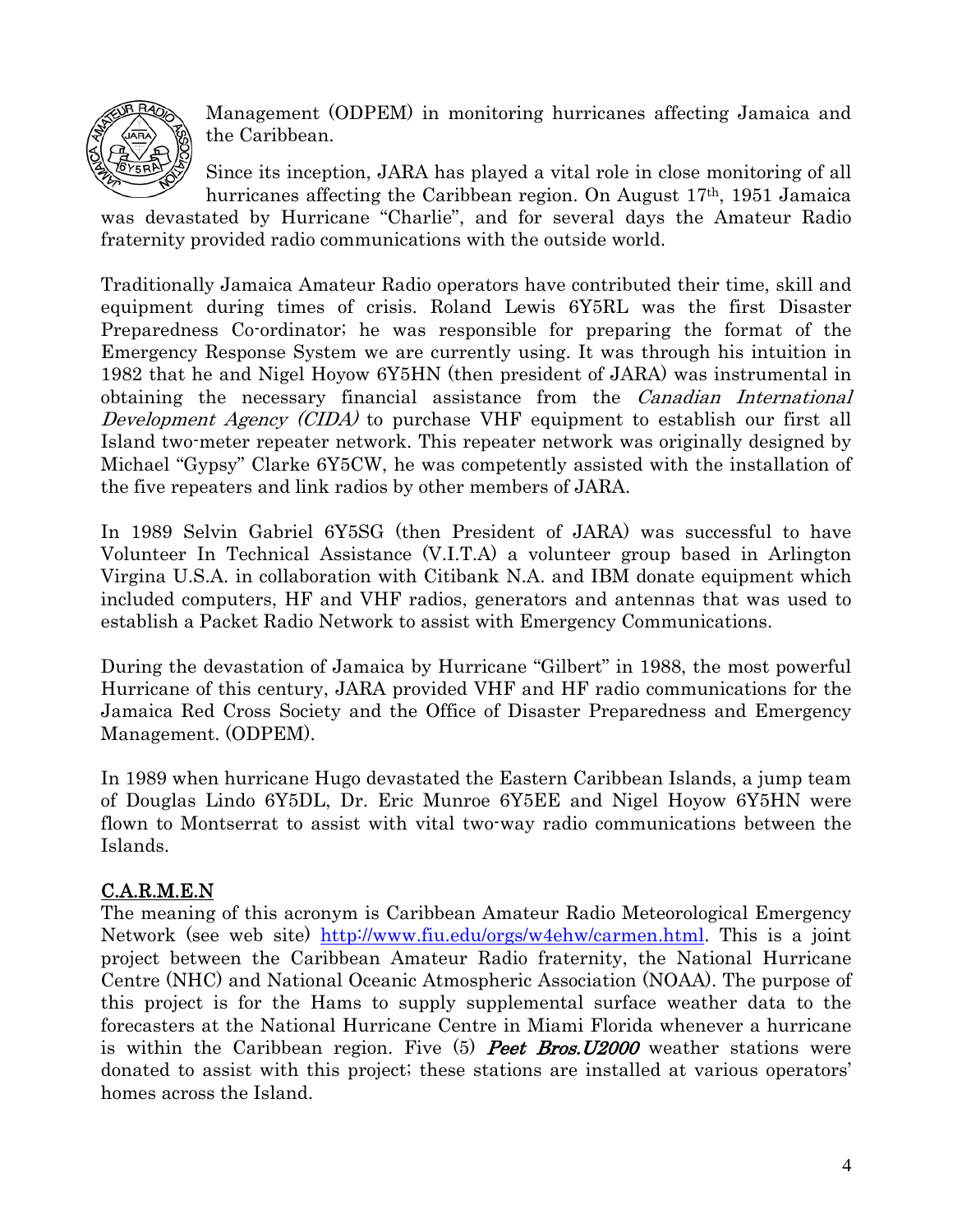Management (ODPEM) in monitoring hurricanes affecting Jamaica and the Caribbean.

Since its inception, JARA has played a vital role in close monitoring of all hurricanes affecting the Caribbean region. On August 17th, 1951 Jamaica was devastated by Hurricane "Charlie", and for several days the Amateur Radio fraternity provided radio communications with the outside world.

Traditionally Jamaica Amateur Radio operators have contributed their time, skill and equipment during times of crisis. Roland Lewis 6Y5RL was the first Disaster Preparedness Co-ordinator; he was responsible for preparing the format of the Emergency Response System we are currently using. It was through his intuition in 1982 that he and Nigel Hoyow 6Y5HN (then president of JARA) was instrumental in obtaining the necessary financial assistance from the *Canadian International Development Agency (CIDA)* to purchase VHF equipment to establish our first all Island two-meter repeater network. This repeater network was originally designed by Michael "Gypsy" Clarke 6Y5CW, he was competently assisted with the installation of the five repeaters and link radios by other members of JARA.

In 1989 Selvin Gabriel 6Y5SG (then President of JARA) was successful to have Volunteer In Technical Assistance (V.I.T.A) a volunteer group based in Arlington Virgina U.S.A. in collaboration with Citibank N.A. and IBM donate equipment which included computers, HF and VHF radios, generators and antennas that was used to establish a Packet Radio Network to assist with Emergency Communications.

During the devastation of Jamaica by Hurricane "Gilbert" in 1988, the most powerful Hurricane of this century, JARA provided VHF and HF radio communications for the Jamaica Red Cross Society and the Office of Disaster Preparedness and Emergency Management. (ODPEM).

In 1989 when hurricane Hugo devastated the Eastern Caribbean Islands, a jump team of Douglas Lindo 6Y5DL, Dr. Eric Munroe 6Y5EE and Nigel Hoyow 6Y5HN were flown to Montserrat to assist with vital two-way radio communications between the Islands.

## C.A.R.M.E.N

The meaning of this acronym is Caribbean Amateur Radio Meteorological Emergency Network (see web site) http://www.fiu.edu/orgs/w4ehw/carmen.html. This is a joint project between the Caribbean Amateur Radio fraternity, the National Hurricane Centre (NHC) and National Oceanic Atmospheric Association (NOAA). The purpose of this project is for the Hams to supply supplemental surface weather data to the forecasters at the National Hurricane Centre in Miami Florida whenever a hurricane is within the Caribbean region. Five (5) ***Peet Bros.U2000*** weather stations were donated to assist with this project; these stations are installed at various operators' homes across the Island.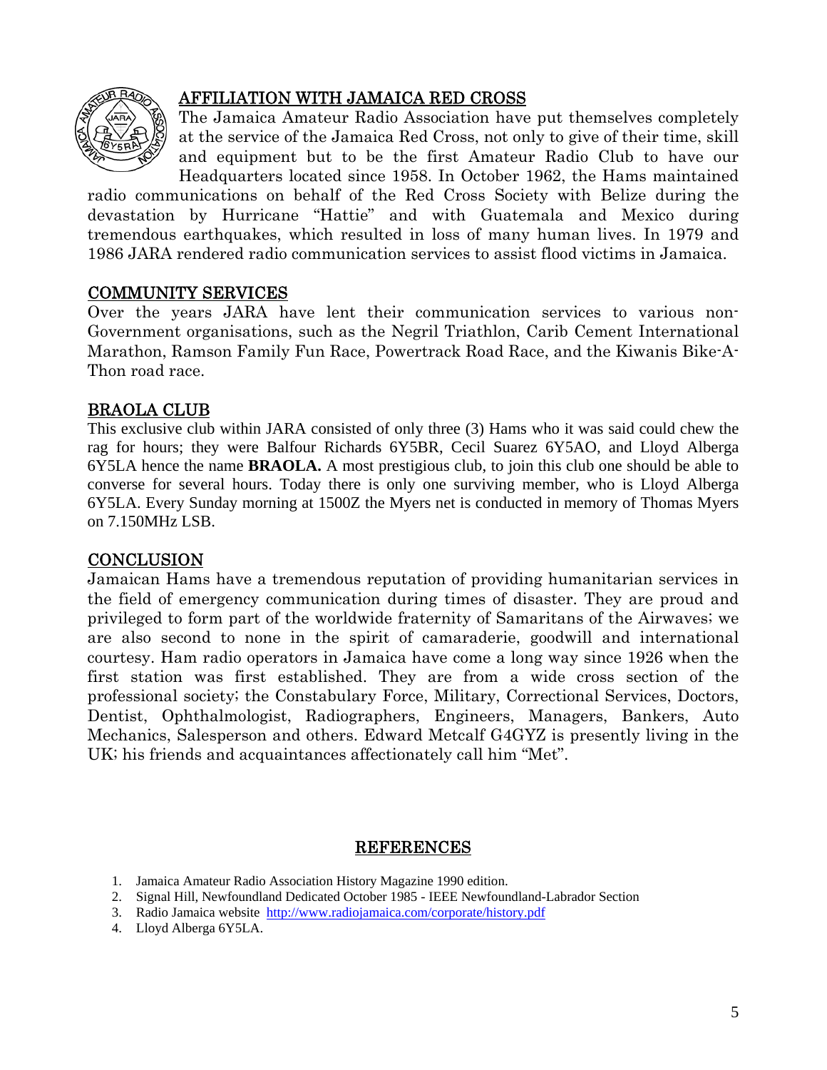## AFFILIATION WITH JAMAICA RED CROSS

The Jamaica Amateur Radio Association have put themselves completely at the service of the Jamaica Red Cross, not only to give of their time, skill and equipment but to be the first Amateur Radio Club to have our Headquarters located since 1958. In October 1962, the Hams maintained radio communications on behalf of the Red Cross Society with Belize during the devastation by Hurricane "Hattie" and with Guatemala and Mexico during tremendous earthquakes, which resulted in loss of many human lives. In 1979 and 1986 JARA rendered radio communication services to assist flood victims in Jamaica.

## COMMUNITY SERVICES

Over the years JARA have lent their communication services to various non-Government organisations, such as the Negril Triathlon, Carib Cement International Marathon, Ramson Family Fun Race, Powertrack Road Race, and the Kiwanis Bike-A-Thon road race.

## BRAOLA CLUB

This exclusive club within JARA consisted of only three (3) Hams who it was said could chew the rag for hours; they were Balfour Richards 6Y5BR, Cecil Suarez 6Y5AO, and Lloyd Alberga 6Y5LA hence the name **BRAOLA.** A most prestigious club, to join this club one should be able to converse for several hours. Today there is only one surviving member, who is Lloyd Alberga 6Y5LA. Every Sunday morning at 1500Z the Myers net is conducted in memory of Thomas Myers on 7.150MHz LSB.

## CONCLUSION

Jamaican Hams have a tremendous reputation of providing humanitarian services in the field of emergency communication during times of disaster. They are proud and privileged to form part of the worldwide fraternity of Samaritans of the Airwaves; we are also second to none in the spirit of camaraderie, goodwill and international courtesy. Ham radio operators in Jamaica have come a long way since 1926 when the first station was first established. They are from a wide cross section of the professional society; the Constabulary Force, Military, Correctional Services, Doctors, Dentist, Ophthalmologist, Radiographers, Engineers, Managers, Bankers, Auto Mechanics, Salesperson and others. Edward Metcalf G4GYZ is presently living in the UK; his friends and acquaintances affectionately call him "Met".

## REFERENCES

1. Jamaica Amateur Radio Association History Magazine 1990 edition.
2. Signal Hill, Newfoundland Dedicated October 1985 - IEEE Newfoundland-Labrador Section
3. Radio Jamaica website http://www.radiojamaica.com/corporate/history.pdf
4. Lloyd Alberga 6Y5LA.